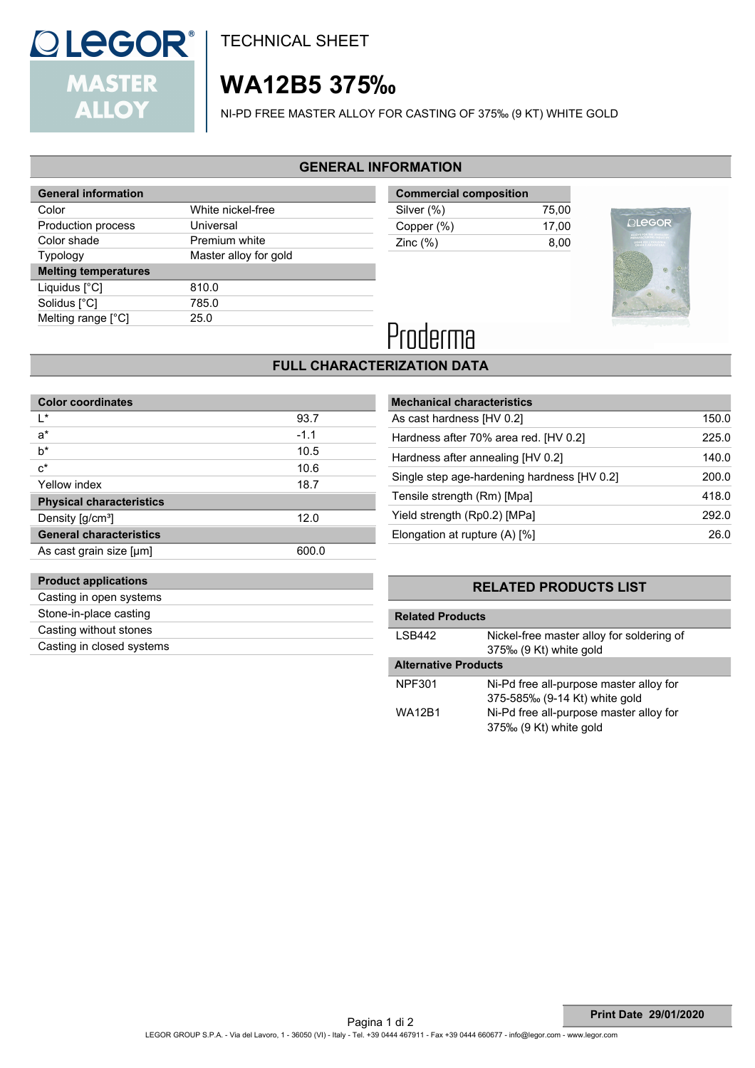# TECHNICAL SHEET

# WA12B5 375‰

NI-PD FREE MASTER ALLOY FOR CASTING OF 375‰ (9 KT) WHITE GOLD

## GENERAL INFORMATION

| General information | |
|---|---|
| Color | White nickel-free |
| Production process | Universal |
| Color shade | Premium white |
| Typology | Master alloy for gold |
| **Melting temperatures** | |
| Liquidus [°C] | 810.0 |
| Solidus [°C] | 785.0 |
| Melting range [°C] | 25.0 |

| Commercial composition | |
|---|---|
| Silver (%) | 75,00 |
| Copper (%) | 17,00 |
| Zinc (%) | 8,00 |

Proderma

## FULL CHARACTERIZATION DATA

| Color coordinates | |
|---|---|
| L* | 93.7 |
| a* | -1.1 |
| b* | 10.5 |
| c* | 10.6 |
| Yellow index | 18.7 |
| **Physical characteristics** | |
| Density [g/cm³] | 12.0 |
| **General characteristics** | |
| As cast grain size [µm] | 600.0 |

| Mechanical characteristics | |
|---|---|
| As cast hardness [HV 0.2] | 150.0 |
| Hardness after 70% area red. [HV 0.2] | 225.0 |
| Hardness after annealing [HV 0.2] | 140.0 |
| Single step age-hardening hardness [HV 0.2] | 200.0 |
| Tensile strength (Rm) [Mpa] | 418.0 |
| Yield strength (Rp0.2) [MPa] | 292.0 |
| Elongation at rupture (A) [%] | 26.0 |

| Product applications |
|---|
| Casting in open systems |
| Stone-in-place casting |
| Casting without stones |
| Casting in closed systems |

## RELATED PRODUCTS LIST

| Related Products | |
|---|---|
| LSB442 | Nickel-free master alloy for soldering of 375‰ (9 Kt) white gold |
| **Alternative Products** | |
| NPF301 | Ni-Pd free all-purpose master alloy for 375-585‰ (9-14 Kt) white gold |
| WA12B1 | Ni-Pd free all-purpose master alloy for 375‰ (9 Kt) white gold |

**Print Date 29/01/2020**

LEGOR GROUP S.P.A. - Via del Lavoro, 1 - 36050 (VI) - Italy - Tel. +39 0444 467911 - Fax +39 0444 660677 - info@legor.com - www.legor.com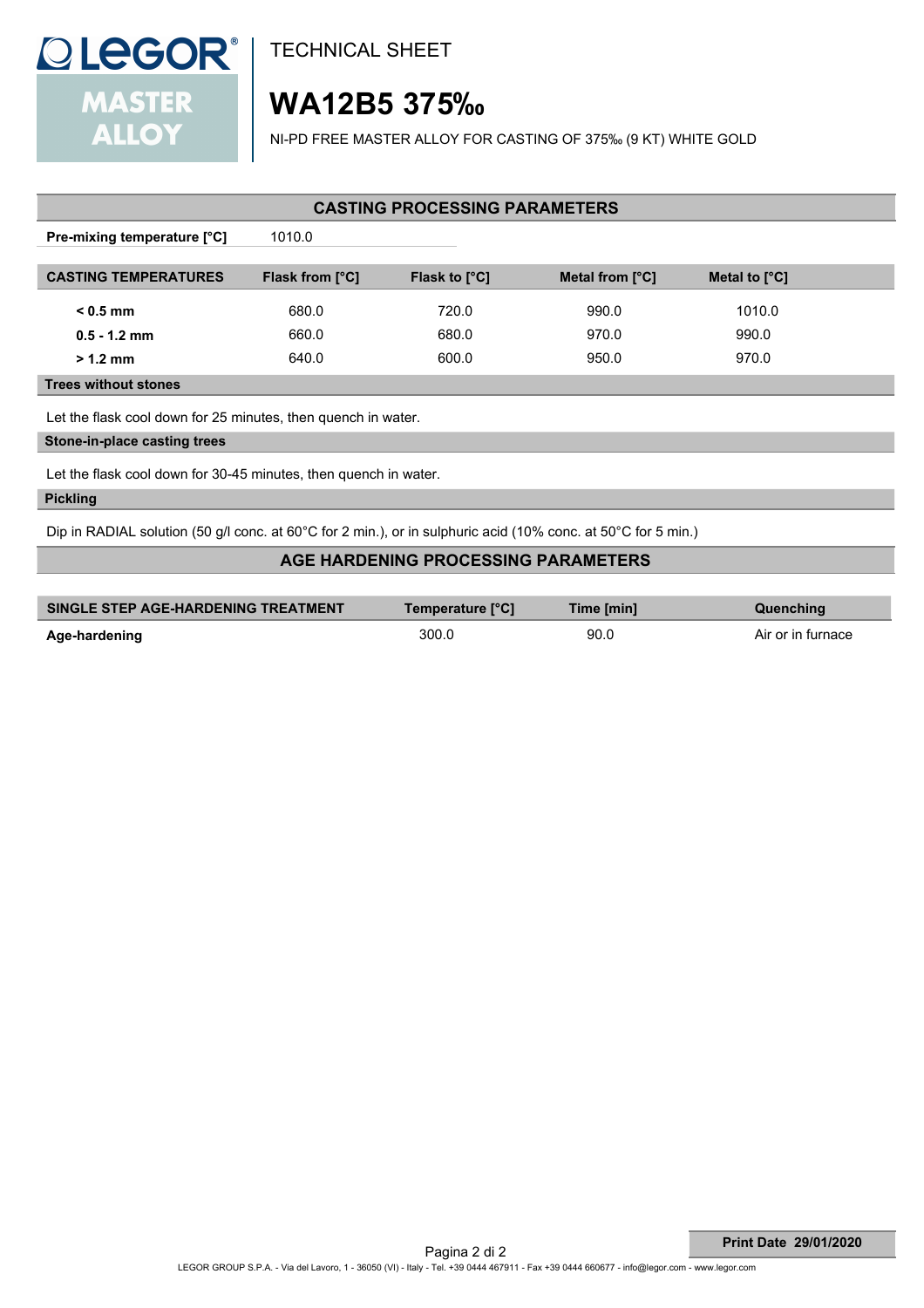# LEGOR® MASTER ALLOY

TECHNICAL SHEET

# WA12B5 375‰

NI-PD FREE MASTER ALLOY FOR CASTING OF 375‰ (9 KT) WHITE GOLD

## CASTING PROCESSING PARAMETERS

**Pre-mixing temperature [°C]** 1010.0

| CASTING TEMPERATURES | Flask from [°C] | Flask to [°C] | Metal from [°C] | Metal to [°C] |
|---|---|---|---|---|
| **< 0.5 mm** | 680.0 | 720.0 | 990.0 | 1010.0 |
| **0.5 - 1.2 mm** | 660.0 | 680.0 | 970.0 | 990.0 |
| **> 1.2 mm** | 640.0 | 600.0 | 950.0 | 970.0 |

**Trees without stones**

Let the flask cool down for 25 minutes, then quench in water.

**Stone-in-place casting trees**

Let the flask cool down for 30-45 minutes, then quench in water.

**Pickling**

Dip in RADIAL solution (50 g/l conc. at 60°C for 2 min.), or in sulphuric acid (10% conc. at 50°C for 5 min.)

## AGE HARDENING PROCESSING PARAMETERS

| SINGLE STEP AGE-HARDENING TREATMENT | Temperature [°C] | Time [min] | Quenching |
|---|---|---|---|
| **Age-hardening** | 300.0 | 90.0 | Air or in furnace |

**Print Date 29/01/2020**

LEGOR GROUP S.P.A. - Via del Lavoro, 1 - 36050 (VI) - Italy - Tel. +39 0444 467911 - Fax +39 0444 660677 - info@legor.com - www.legor.com